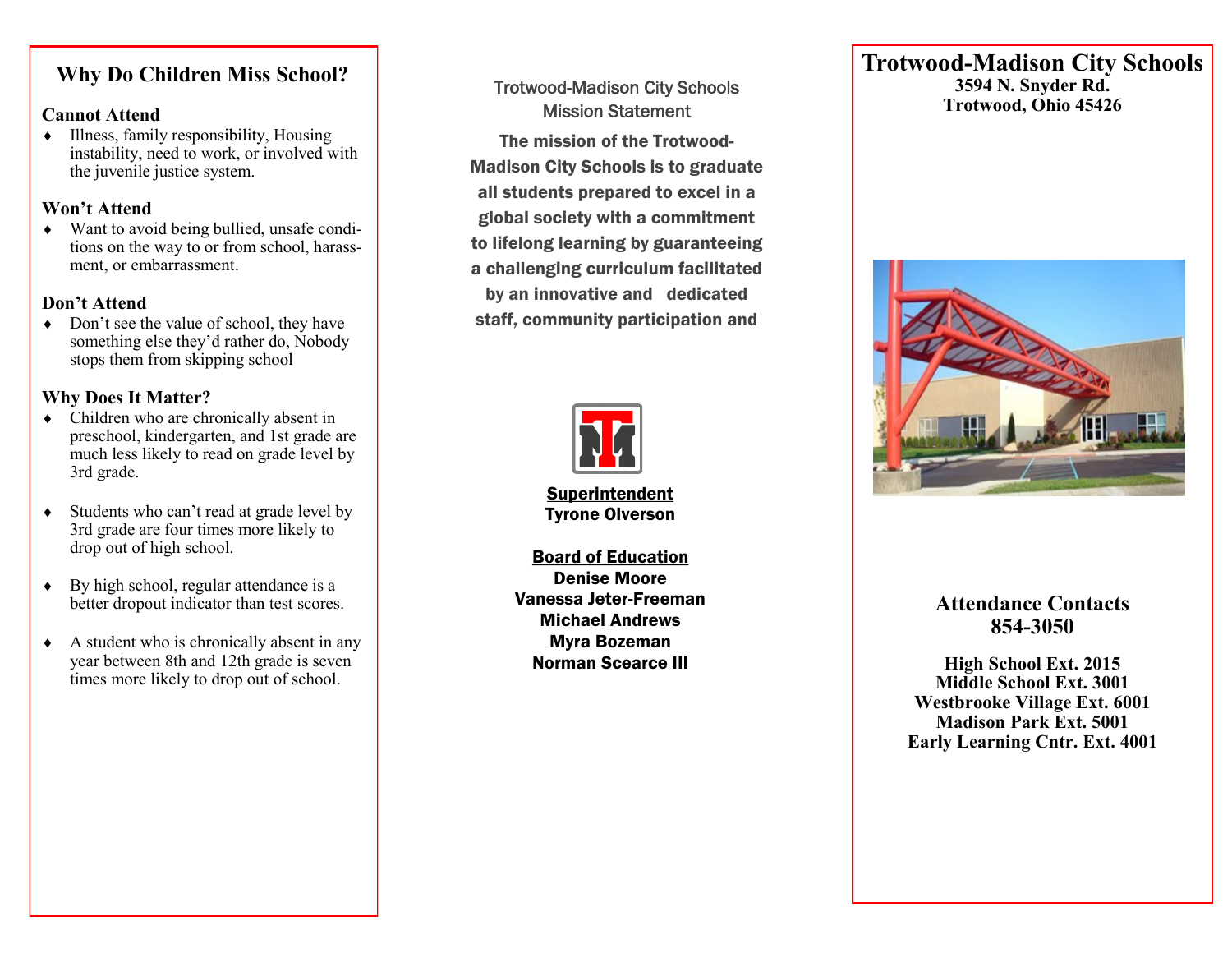## Why Do Children Miss School?

### Cannot Attend

- Illness, family responsibility, Housing instability, need to work, or involved with the juvenile justice system.

### Won't Attend

- Want to avoid being bullied, unsafe conditions on the way to or from school, harassment, or embarrassment.

### Don't Attend

- Don't see the value of school, they have something else they'd rather do, Nobody stops them from skipping school

### Why Does It Matter?

- Children who are chronically absent in preschool, kindergarten, and 1st grade are much less likely to read on grade level by 3rd grade.
- Students who can't read at grade level by 3rd grade are four times more likely to drop out of high school.
- By high school, regular attendance is a better dropout indicator than test scores.
- A student who is chronically absent in any year between 8th and 12th grade is seven times more likely to drop out of school.

Trotwood-Madison City Schools
Mission Statement

**The mission of the Trotwood-Madison City Schools is to graduate all students prepared to excel in a global society with a commitment to lifelong learning by guaranteeing a challenging curriculum facilitated by an innovative and dedicated staff, community participation and**

**Superintendent**
**Tyrone Olverson**

**Board of Education**
**Denise Moore**
**Vanessa Jeter-Freeman**
**Michael Andrews**
**Myra Bozeman**
**Norman Scearce III**

# Trotwood-Madison City Schools

**3594 N. Snyder Rd.**
**Trotwood, Ohio 45426**

## Attendance Contacts
## 854-3050

**High School Ext. 2015**
**Middle School Ext. 3001**
**Westbrooke Village Ext. 6001**
**Madison Park Ext. 5001**
**Early Learning Cntr. Ext. 4001**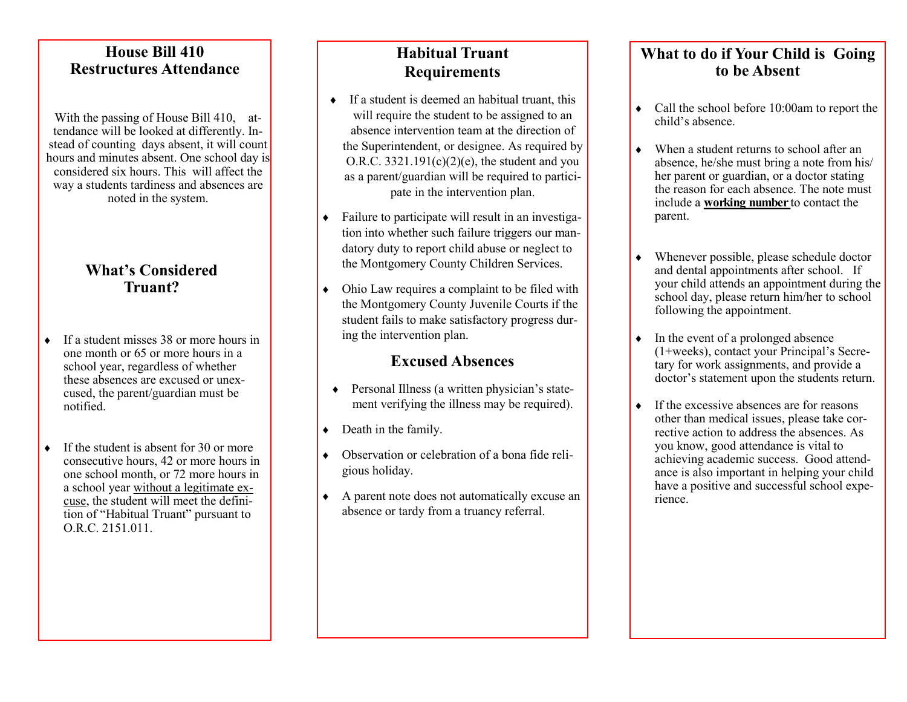## House Bill 410 Restructures Attendance

With the passing of House Bill 410, attendance will be looked at differently. Instead of counting days absent, it will count hours and minutes absent. One school day is considered six hours. This will affect the way a students tardiness and absences are noted in the system.

## What's Considered Truant?

- If a student misses 38 or more hours in one month or 65 or more hours in a school year, regardless of whether these absences are excused or unexcused, the parent/guardian must be notified.
- If the student is absent for 30 or more consecutive hours, 42 or more hours in one school month, or 72 more hours in a school year without a legitimate excuse, the student will meet the definition of "Habitual Truant" pursuant to O.R.C. 2151.011.

## Habitual Truant Requirements

- If a student is deemed an habitual truant, this will require the student to be assigned to an absence intervention team at the direction of the Superintendent, or designee. As required by O.R.C. 3321.191(c)(2)(e), the student and you as a parent/guardian will be required to participate in the intervention plan.
- Failure to participate will result in an investigation into whether such failure triggers our mandatory duty to report child abuse or neglect to the Montgomery County Children Services.
- Ohio Law requires a complaint to be filed with the Montgomery County Juvenile Courts if the student fails to make satisfactory progress during the intervention plan.

## Excused Absences

- Personal Illness (a written physician's statement verifying the illness may be required).
- Death in the family.
- Observation or celebration of a bona fide religious holiday.
- A parent note does not automatically excuse an absence or tardy from a truancy referral.

## What to do if Your Child is Going to be Absent

- Call the school before 10:00am to report the child's absence.
- When a student returns to school after an absence, he/she must bring a note from his/her parent or guardian, or a doctor stating the reason for each absence. The note must include a **working number** to contact the parent.
- Whenever possible, please schedule doctor and dental appointments after school. If your child attends an appointment during the school day, please return him/her to school following the appointment.
- In the event of a prolonged absence (1+weeks), contact your Principal's Secretary for work assignments, and provide a doctor's statement upon the students return.
- If the excessive absences are for reasons other than medical issues, please take corrective action to address the absences. As you know, good attendance is vital to achieving academic success. Good attendance is also important in helping your child have a positive and successful school experience.